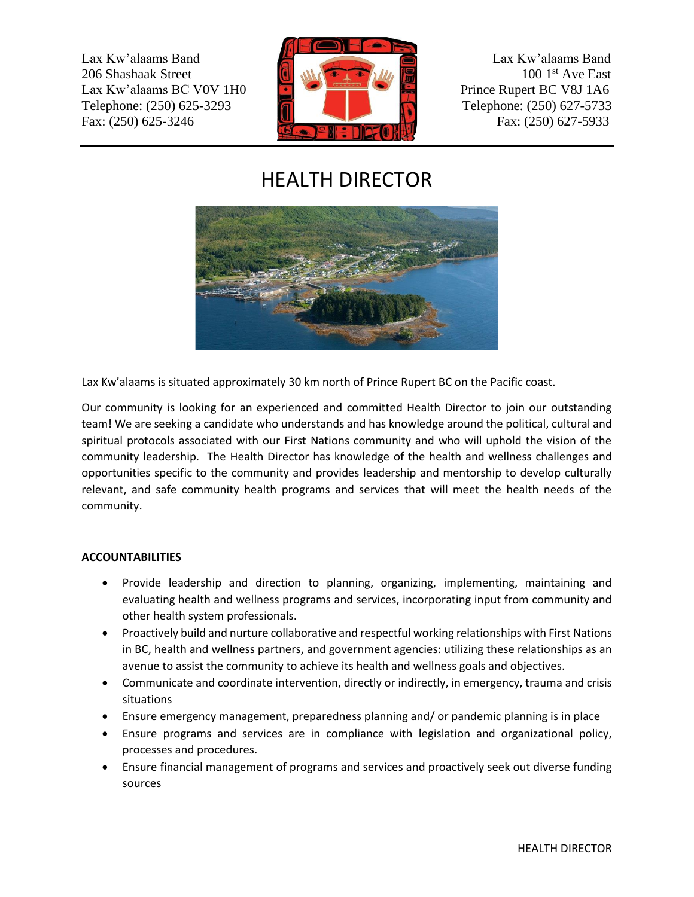Lax Kw'alaams Band
206 Shashaak Street
Lax Kw'alaams BC V0V 1H0
Telephone: (250) 625-3293
Fax: (250) 625-3246

Lax Kw'alaams Band
100 1st Ave East
Prince Rupert BC V8J 1A6
Telephone: (250) 627-5733
Fax: (250) 627-5933

# HEALTH DIRECTOR

Lax Kw'alaams is situated approximately 30 km north of Prince Rupert BC on the Pacific coast.

Our community is looking for an experienced and committed Health Director to join our outstanding team! We are seeking a candidate who understands and has knowledge around the political, cultural and spiritual protocols associated with our First Nations community and who will uphold the vision of the community leadership. The Health Director has knowledge of the health and wellness challenges and opportunities specific to the community and provides leadership and mentorship to develop culturally relevant, and safe community health programs and services that will meet the health needs of the community.

**ACCOUNTABILITIES**

- Provide leadership and direction to planning, organizing, implementing, maintaining and evaluating health and wellness programs and services, incorporating input from community and other health system professionals.
- Proactively build and nurture collaborative and respectful working relationships with First Nations in BC, health and wellness partners, and government agencies: utilizing these relationships as an avenue to assist the community to achieve its health and wellness goals and objectives.
- Communicate and coordinate intervention, directly or indirectly, in emergency, trauma and crisis situations
- Ensure emergency management, preparedness planning and/ or pandemic planning is in place
- Ensure programs and services are in compliance with legislation and organizational policy, processes and procedures.
- Ensure financial management of programs and services and proactively seek out diverse funding sources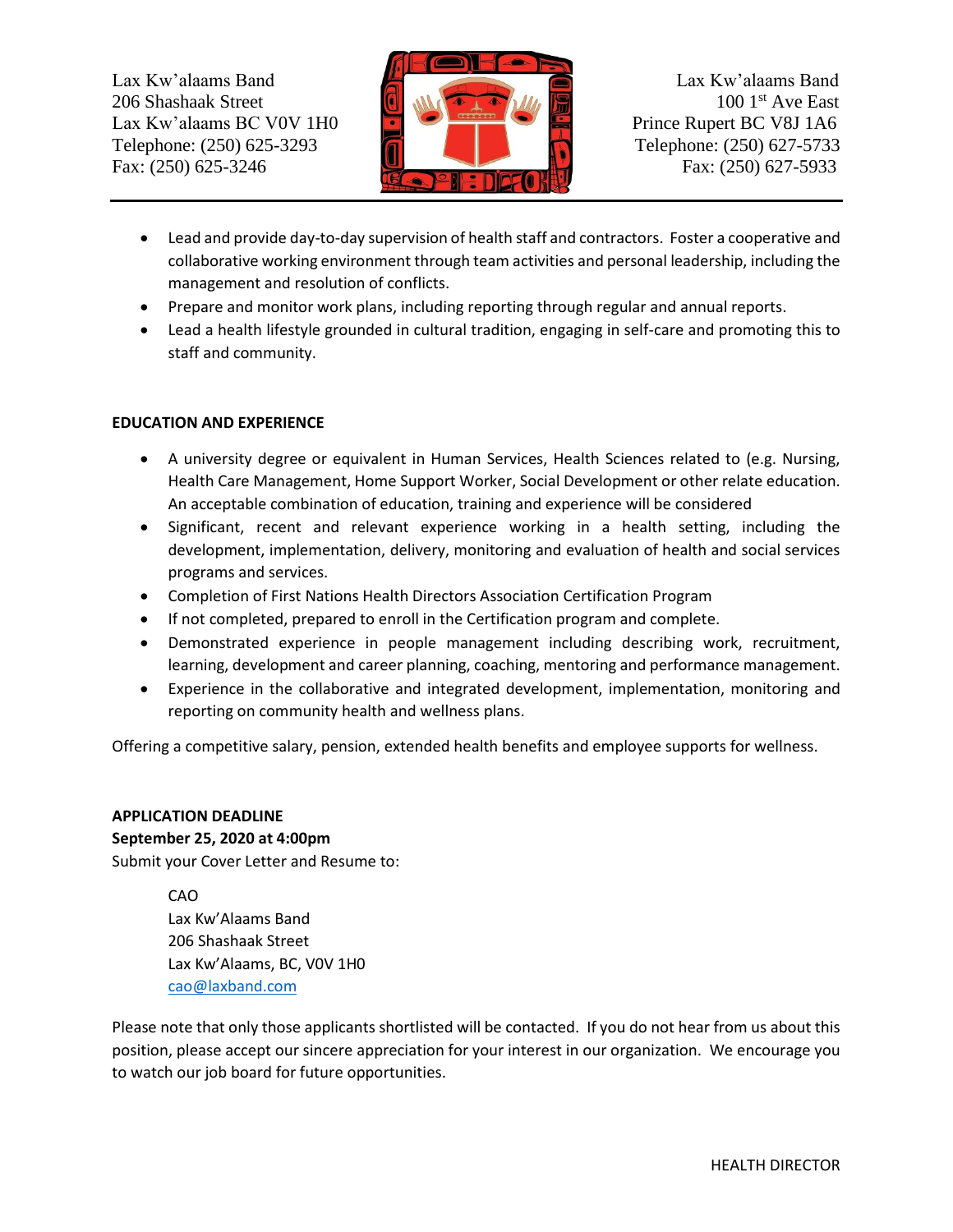- Lead and provide day-to-day supervision of health staff and contractors. Foster a cooperative and collaborative working environment through team activities and personal leadership, including the management and resolution of conflicts.
- Prepare and monitor work plans, including reporting through regular and annual reports.
- Lead a health lifestyle grounded in cultural tradition, engaging in self-care and promoting this to staff and community.

**EDUCATION AND EXPERIENCE**

- A university degree or equivalent in Human Services, Health Sciences related to (e.g. Nursing, Health Care Management, Home Support Worker, Social Development or other relate education. An acceptable combination of education, training and experience will be considered
- Significant, recent and relevant experience working in a health setting, including the development, implementation, delivery, monitoring and evaluation of health and social services programs and services.
- Completion of First Nations Health Directors Association Certification Program
- If not completed, prepared to enroll in the Certification program and complete.
- Demonstrated experience in people management including describing work, recruitment, learning, development and career planning, coaching, mentoring and performance management.
- Experience in the collaborative and integrated development, implementation, monitoring and reporting on community health and wellness plans.

Offering a competitive salary, pension, extended health benefits and employee supports for wellness.

**APPLICATION DEADLINE**
**September 25, 2020 at 4:00pm**
Submit your Cover Letter and Resume to:

> CAO
> Lax Kw'Alaams Band
> 206 Shashaak Street
> Lax Kw'Alaams, BC, V0V 1H0
> cao@laxband.com

Please note that only those applicants shortlisted will be contacted. If you do not hear from us about this position, please accept our sincere appreciation for your interest in our organization. We encourage you to watch our job board for future opportunities.